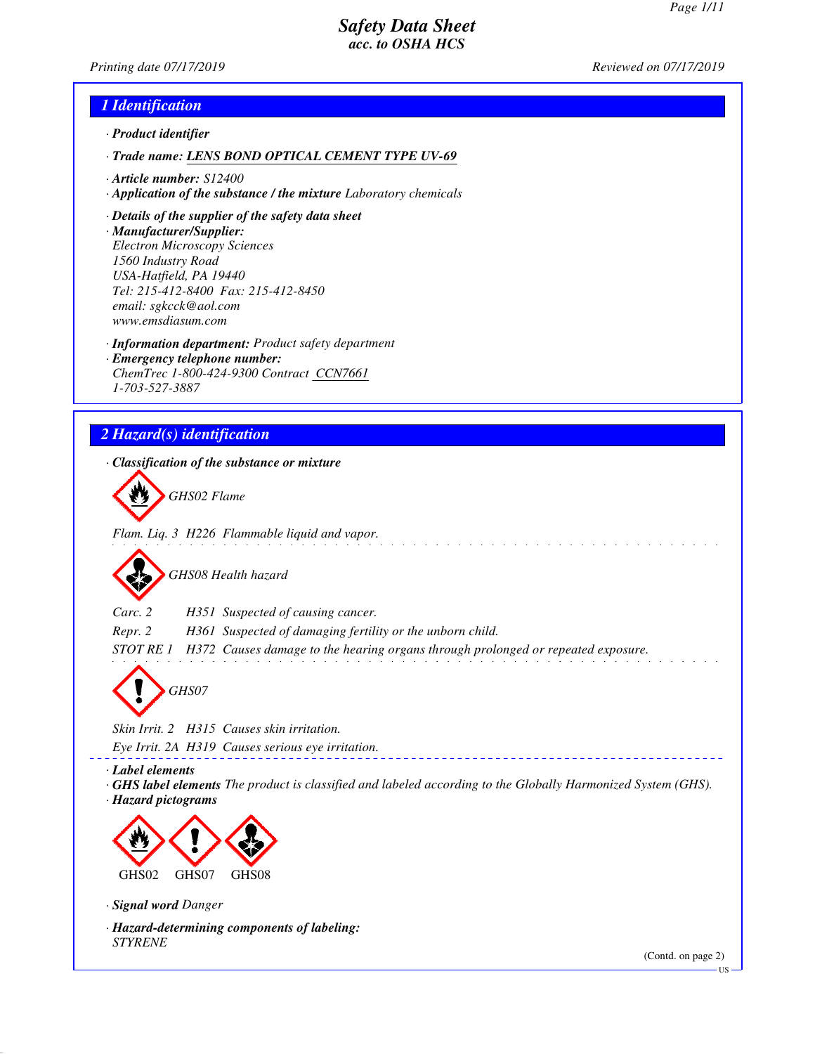# Safety Data Sheet
## acc. to OSHA HCS

Printing date 07/17/2019 Reviewed on 07/17/2019

## 1 Identification

· **Product identifier**

· **Trade name:** LENS BOND OPTICAL CEMENT TYPE UV-69

· **Article number:** S12400

· **Application of the substance / the mixture** Laboratory chemicals

· **Details of the supplier of the safety data sheet**

· **Manufacturer/Supplier:**
Electron Microscopy Sciences
1560 Industry Road
USA-Hatfield, PA 19440
Tel: 215-412-8400 Fax: 215-412-8450
email: sgkcck@aol.com
www.emsdiasum.com

· **Information department:** Product safety department

· **Emergency telephone number:**
ChemTrec 1-800-424-9300 Contract CCN7661
1-703-527-3887

## 2 Hazard(s) identification

· **Classification of the substance or mixture**

GHS02 Flame

Flam. Liq. 3 H226 Flammable liquid and vapor.

GHS08 Health hazard

Carc. 2 H351 Suspected of causing cancer.

Repr. 2 H361 Suspected of damaging fertility or the unborn child.

STOT RE 1 H372 Causes damage to the hearing organs through prolonged or repeated exposure.

GHS07

Skin Irrit. 2 H315 Causes skin irritation.

Eye Irrit. 2A H319 Causes serious eye irritation.

· **Label elements**

· **GHS label elements** The product is classified and labeled according to the Globally Harmonized System (GHS).

· **Hazard pictograms**

GHS02 GHS07 GHS08

· **Signal word** Danger

· **Hazard-determining components of labeling:**
STYRENE

(Contd. on page 2)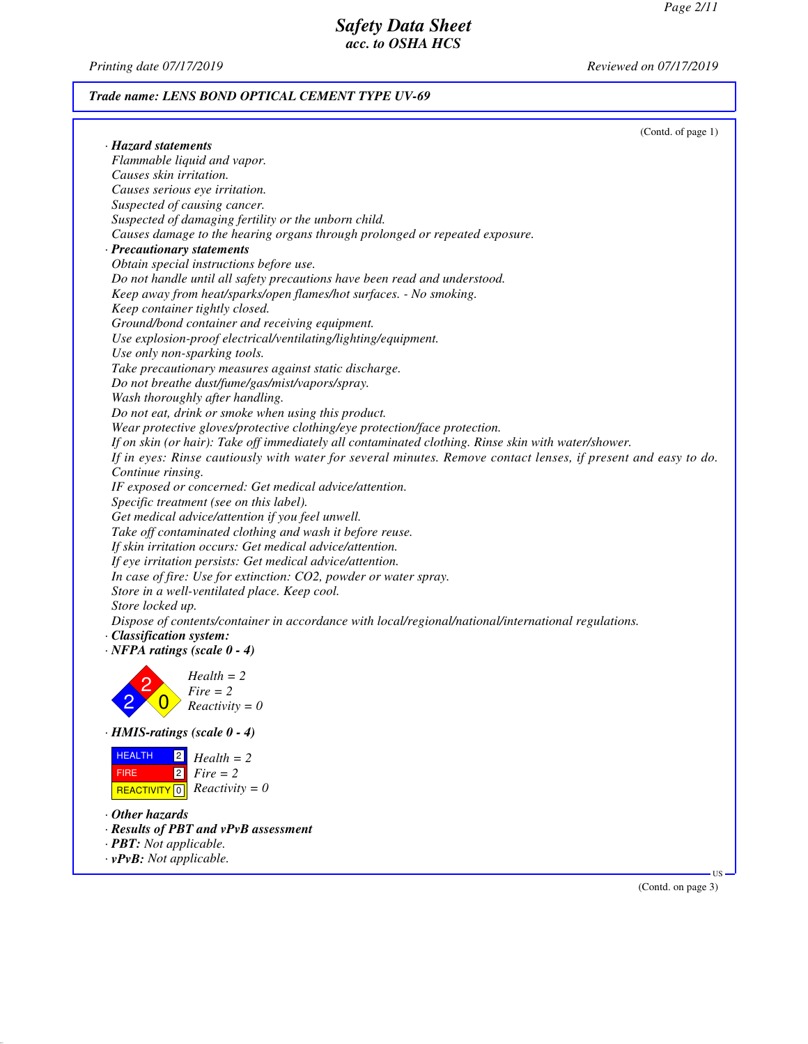**Trade name: LENS BOND OPTICAL CEMENT TYPE UV-69**

(Contd. of page 1)

· **Hazard statements**

Flammable liquid and vapor.
Causes skin irritation.
Causes serious eye irritation.
Suspected of causing cancer.
Suspected of damaging fertility or the unborn child.
Causes damage to the hearing organs through prolonged or repeated exposure.

· **Precautionary statements**

Obtain special instructions before use.
Do not handle until all safety precautions have been read and understood.
Keep away from heat/sparks/open flames/hot surfaces. - No smoking.
Keep container tightly closed.
Ground/bond container and receiving equipment.
Use explosion-proof electrical/ventilating/lighting/equipment.
Use only non-sparking tools.
Take precautionary measures against static discharge.
Do not breathe dust/fume/gas/mist/vapors/spray.
Wash thoroughly after handling.
Do not eat, drink or smoke when using this product.
Wear protective gloves/protective clothing/eye protection/face protection.
If on skin (or hair): Take off immediately all contaminated clothing. Rinse skin with water/shower.
If in eyes: Rinse cautiously with water for several minutes. Remove contact lenses, if present and easy to do. Continue rinsing.
IF exposed or concerned: Get medical advice/attention.
Specific treatment (see on this label).
Get medical advice/attention if you feel unwell.
Take off contaminated clothing and wash it before reuse.
If skin irritation occurs: Get medical advice/attention.
If eye irritation persists: Get medical advice/attention.
In case of fire: Use for extinction: $CO_2$, powder or water spray.
Store in a well-ventilated place. Keep cool.
Store locked up.
Dispose of contents/container in accordance with local/regional/national/international regulations.

· **Classification system:**

· **NFPA ratings (scale 0 - 4)**

Health = 2
Fire = 2
Reactivity = 0

· **HMIS-ratings (scale 0 - 4)**

| HEALTH | 2 |
|---|---|
| FIRE | 2 |
| REACTIVITY | 0 |

Health = 2
Fire = 2
Reactivity = 0

· **Other hazards**

· **Results of PBT and vPvB assessment**

· **PBT:** Not applicable.

· **vPvB:** Not applicable.

(Contd. on page 3)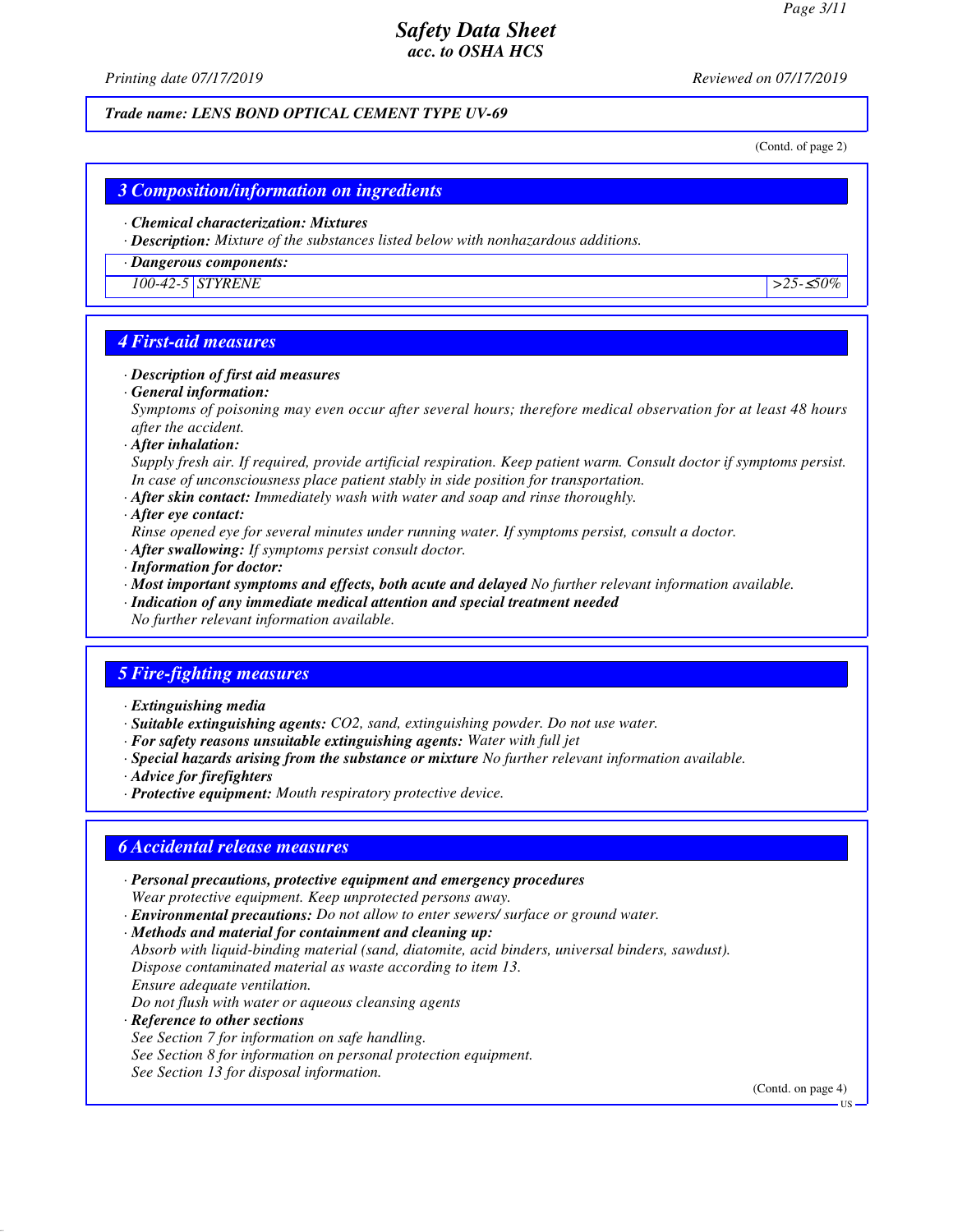(Contd. of page 2)

## 3 Composition/information on ingredients

· **Chemical characterization: Mixtures**
· **Description:** Mixture of the substances listed below with nonhazardous additions.

| · Dangerous components: | | |
|---|---|---|
| 100-42-5 | STYRENE | >25-≤50% |

## 4 First-aid measures

· **Description of first aid measures**
· **General information:**
Symptoms of poisoning may even occur after several hours; therefore medical observation for at least 48 hours after the accident.
· **After inhalation:**
Supply fresh air. If required, provide artificial respiration. Keep patient warm. Consult doctor if symptoms persist.
In case of unconsciousness place patient stably in side position for transportation.
· **After skin contact:** Immediately wash with water and soap and rinse thoroughly.
· **After eye contact:**
Rinse opened eye for several minutes under running water. If symptoms persist, consult a doctor.
· **After swallowing:** If symptoms persist consult doctor.
· **Information for doctor:**
· **Most important symptoms and effects, both acute and delayed** No further relevant information available.
· **Indication of any immediate medical attention and special treatment needed**
No further relevant information available.

## 5 Fire-fighting measures

· **Extinguishing media**
· **Suitable extinguishing agents:** CO2, sand, extinguishing powder. Do not use water.
· **For safety reasons unsuitable extinguishing agents:** Water with full jet
· **Special hazards arising from the substance or mixture** No further relevant information available.
· **Advice for firefighters**
· **Protective equipment:** Mouth respiratory protective device.

## 6 Accidental release measures

· **Personal precautions, protective equipment and emergency procedures**
Wear protective equipment. Keep unprotected persons away.
· **Environmental precautions:** Do not allow to enter sewers/ surface or ground water.
· **Methods and material for containment and cleaning up:**
Absorb with liquid-binding material (sand, diatomite, acid binders, universal binders, sawdust).
Dispose contaminated material as waste according to item 13.
Ensure adequate ventilation.
Do not flush with water or aqueous cleansing agents
· **Reference to other sections**
See Section 7 for information on safe handling.
See Section 8 for information on personal protection equipment.
See Section 13 for disposal information.

(Contd. on page 4)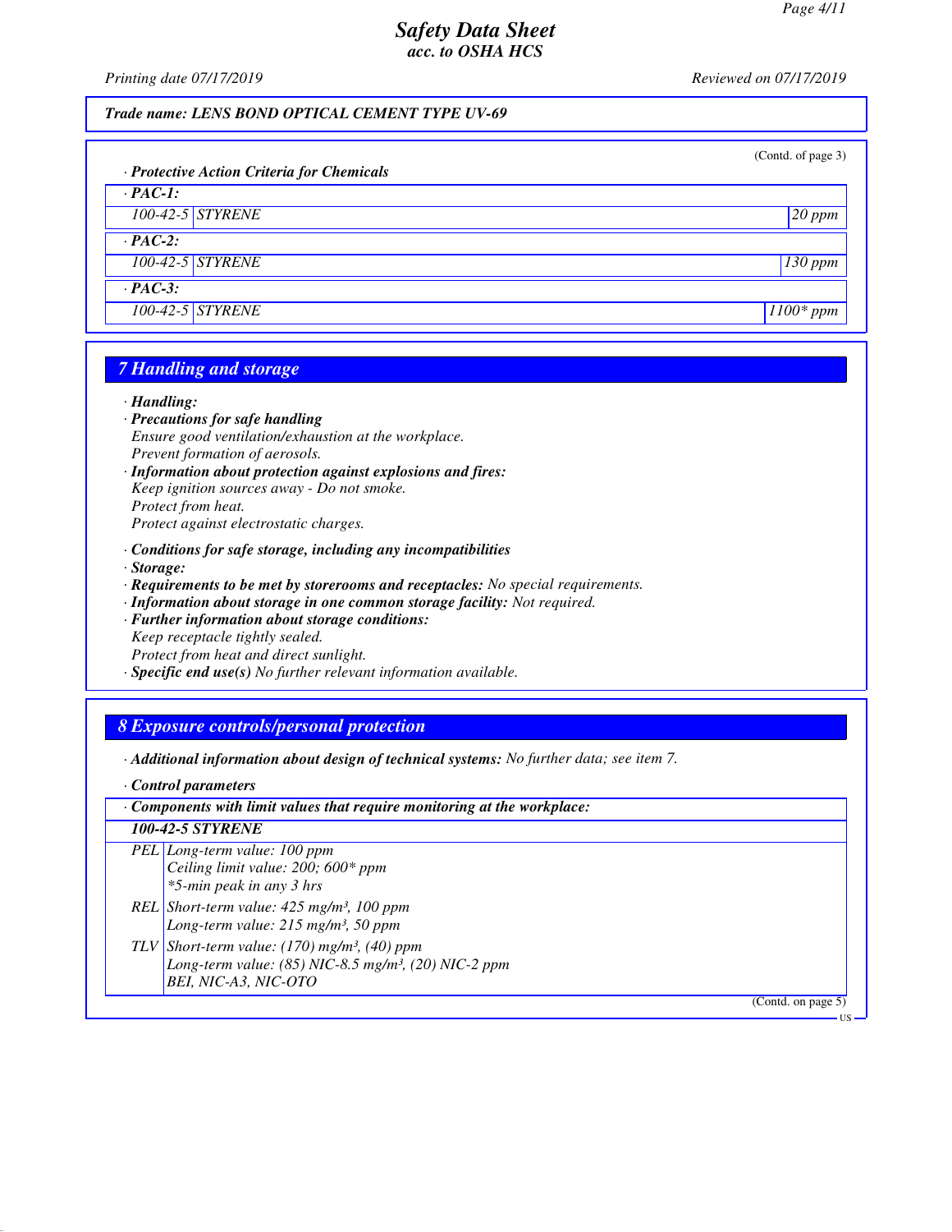**Trade name: LENS BOND OPTICAL CEMENT TYPE UV-69**

(Contd. of page 3)

· **Protective Action Criteria for Chemicals**

| · **PAC-1:** | | |
|---|---|---|
| 100-42-5 | STYRENE | 20 ppm |
| · **PAC-2:** | | |
| 100-42-5 | STYRENE | 130 ppm |
| · **PAC-3:** | | |
| 100-42-5 | STYRENE | 1100* ppm |

## 7 Handling and storage

· **Handling:**

· **Precautions for safe handling**
Ensure good ventilation/exhaustion at the workplace.
Prevent formation of aerosols.

· **Information about protection against explosions and fires:**
Keep ignition sources away - Do not smoke.
Protect from heat.
Protect against electrostatic charges.

· **Conditions for safe storage, including any incompatibilities**

· **Storage:**

· **Requirements to be met by storerooms and receptacles:** No special requirements.

· **Information about storage in one common storage facility:** Not required.

· **Further information about storage conditions:**
Keep receptacle tightly sealed.
Protect from heat and direct sunlight.

· **Specific end use(s)** No further relevant information available.

## 8 Exposure controls/personal protection

· **Additional information about design of technical systems:** No further data; see item 7.

· **Control parameters**

| · **Components with limit values that require monitoring at the workplace:** | |
|---|---|
| **100-42-5 STYRENE** | |
| PEL | Long-term value: 100 ppm<br>Ceiling limit value: 200; 600* ppm<br>*5-min peak in any 3 hrs |
| REL | Short-term value: 425 mg/m³, 100 ppm<br>Long-term value: 215 mg/m³, 50 ppm |
| TLV | Short-term value: (170) mg/m³, (40) ppm<br>Long-term value: (85) NIC-8.5 mg/m³, (20) NIC-2 ppm<br>BEI, NIC-A3, NIC-OTO |

(Contd. on page 5)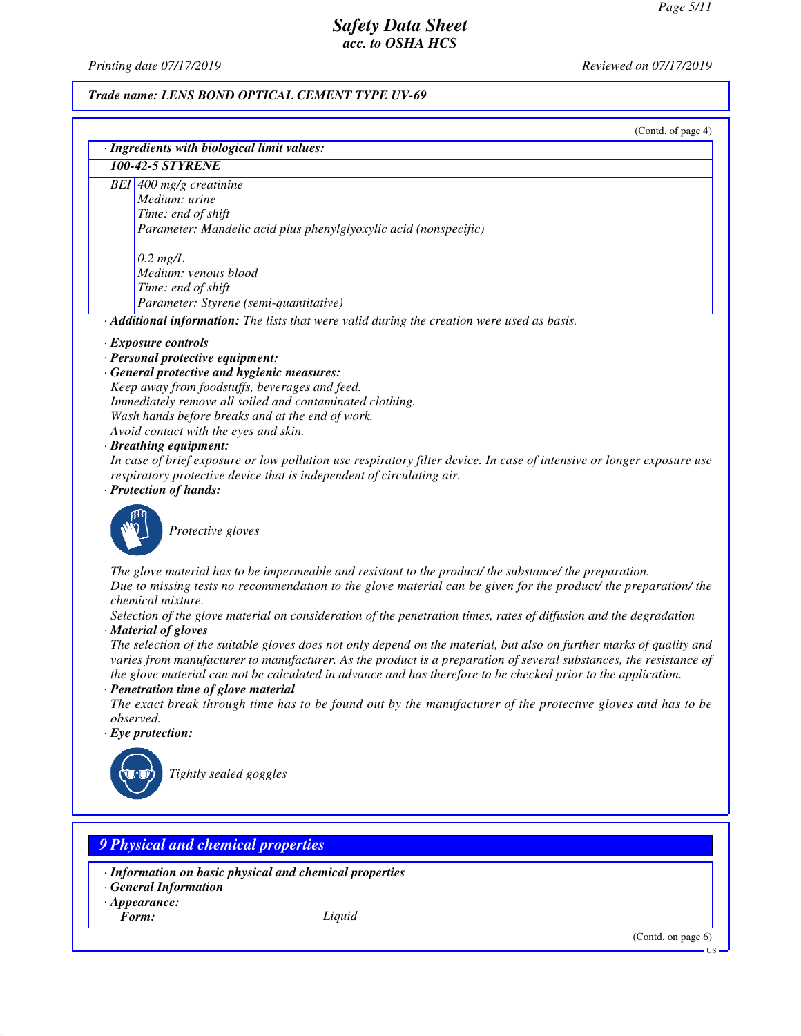*Trade name: LENS BOND OPTICAL CEMENT TYPE UV-69*

(Contd. of page 4)

· **Ingredients with biological limit values:**

| 100-42-5 STYRENE | |
|---|---|
| BEI | 400 mg/g creatinine<br>Medium: urine<br>Time: end of shift<br>Parameter: Mandelic acid plus phenylglyoxylic acid (nonspecific)<br><br>0.2 mg/L<br>Medium: venous blood<br>Time: end of shift<br>Parameter: Styrene (semi-quantitative) |

· **Additional information:** The lists that were valid during the creation were used as basis.

· **Exposure controls**

· **Personal protective equipment:**

· **General protective and hygienic measures:**

Keep away from foodstuffs, beverages and feed.
Immediately remove all soiled and contaminated clothing.
Wash hands before breaks and at the end of work.
Avoid contact with the eyes and skin.

· **Breathing equipment:**

In case of brief exposure or low pollution use respiratory filter device. In case of intensive or longer exposure use respiratory protective device that is independent of circulating air.

· **Protection of hands:**

Protective gloves

The glove material has to be impermeable and resistant to the product/ the substance/ the preparation.
Due to missing tests no recommendation to the glove material can be given for the product/ the preparation/ the chemical mixture.
Selection of the glove material on consideration of the penetration times, rates of diffusion and the degradation

· **Material of gloves**

The selection of the suitable gloves does not only depend on the material, but also on further marks of quality and varies from manufacturer to manufacturer. As the product is a preparation of several substances, the resistance of the glove material can not be calculated in advance and has therefore to be checked prior to the application.

· **Penetration time of glove material**

The exact break through time has to be found out by the manufacturer of the protective gloves and has to be observed.

· **Eye protection:**

Tightly sealed goggles

## 9 Physical and chemical properties

· **Information on basic physical and chemical properties**

· **General Information**

· **Appearance:**

**Form:** Liquid

(Contd. on page 6)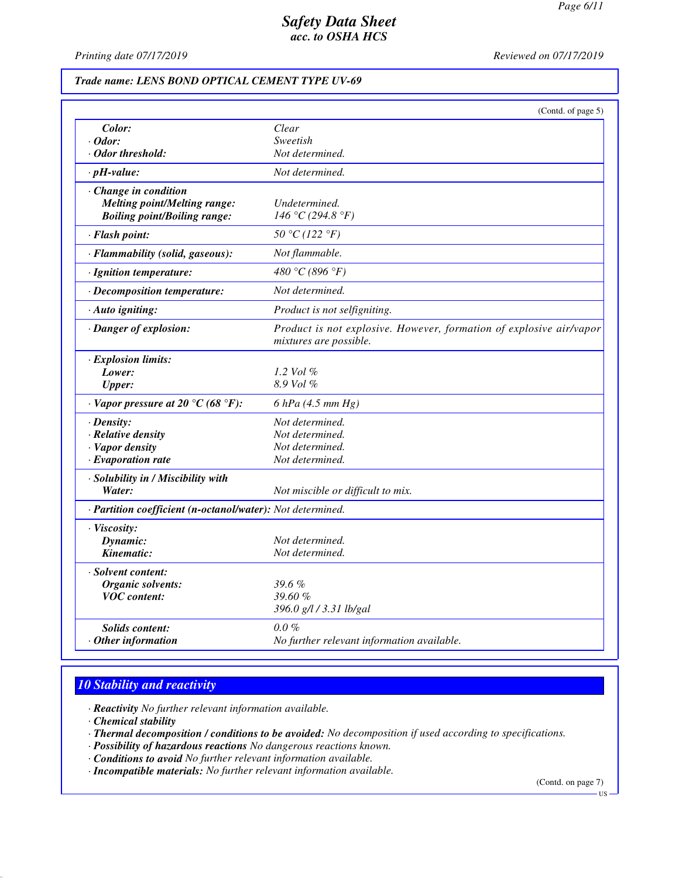**Trade name: LENS BOND OPTICAL CEMENT TYPE UV-69**

(Contd. of page 5)

| | |
|---|---|
| **Color:** | Clear |
| · **Odor:** | Sweetish |
| · **Odor threshold:** | Not determined. |
| · **pH-value:** | Not determined. |
| · **Change in condition** | |
| **Melting point/Melting range:** | Undetermined. |
| **Boiling point/Boiling range:** | 146 °C (294.8 °F) |
| · **Flash point:** | 50 °C (122 °F) |
| · **Flammability (solid, gaseous):** | Not flammable. |
| · **Ignition temperature:** | 480 °C (896 °F) |
| · **Decomposition temperature:** | Not determined. |
| · **Auto igniting:** | Product is not selfigniting. |
| · **Danger of explosion:** | Product is not explosive. However, formation of explosive air/vapor mixtures are possible. |
| · **Explosion limits:** | |
| **Lower:** | 1.2 Vol % |
| **Upper:** | 8.9 Vol % |
| · **Vapor pressure at 20 °C (68 °F):** | 6 hPa (4.5 mm Hg) |
| · **Density:** | Not determined. |
| · **Relative density** | Not determined. |
| · **Vapor density** | Not determined. |
| · **Evaporation rate** | Not determined. |
| · **Solubility in / Miscibility with** | |
| **Water:** | Not miscible or difficult to mix. |
| · **Partition coefficient (n-octanol/water):** | Not determined. |
| · **Viscosity:** | |
| **Dynamic:** | Not determined. |
| **Kinematic:** | Not determined. |
| · **Solvent content:** | |
| **Organic solvents:** | 39.6 % |
| **VOC content:** | 39.60 % |
| | 396.0 g/l / 3.31 lb/gal |
| **Solids content:** | 0.0 % |
| · **Other information** | No further relevant information available. |

## 10 Stability and reactivity

· **Reactivity** No further relevant information available.
· **Chemical stability**
· **Thermal decomposition / conditions to be avoided:** No decomposition if used according to specifications.
· **Possibility of hazardous reactions** No dangerous reactions known.
· **Conditions to avoid** No further relevant information available.
· **Incompatible materials:** No further relevant information available.

(Contd. on page 7)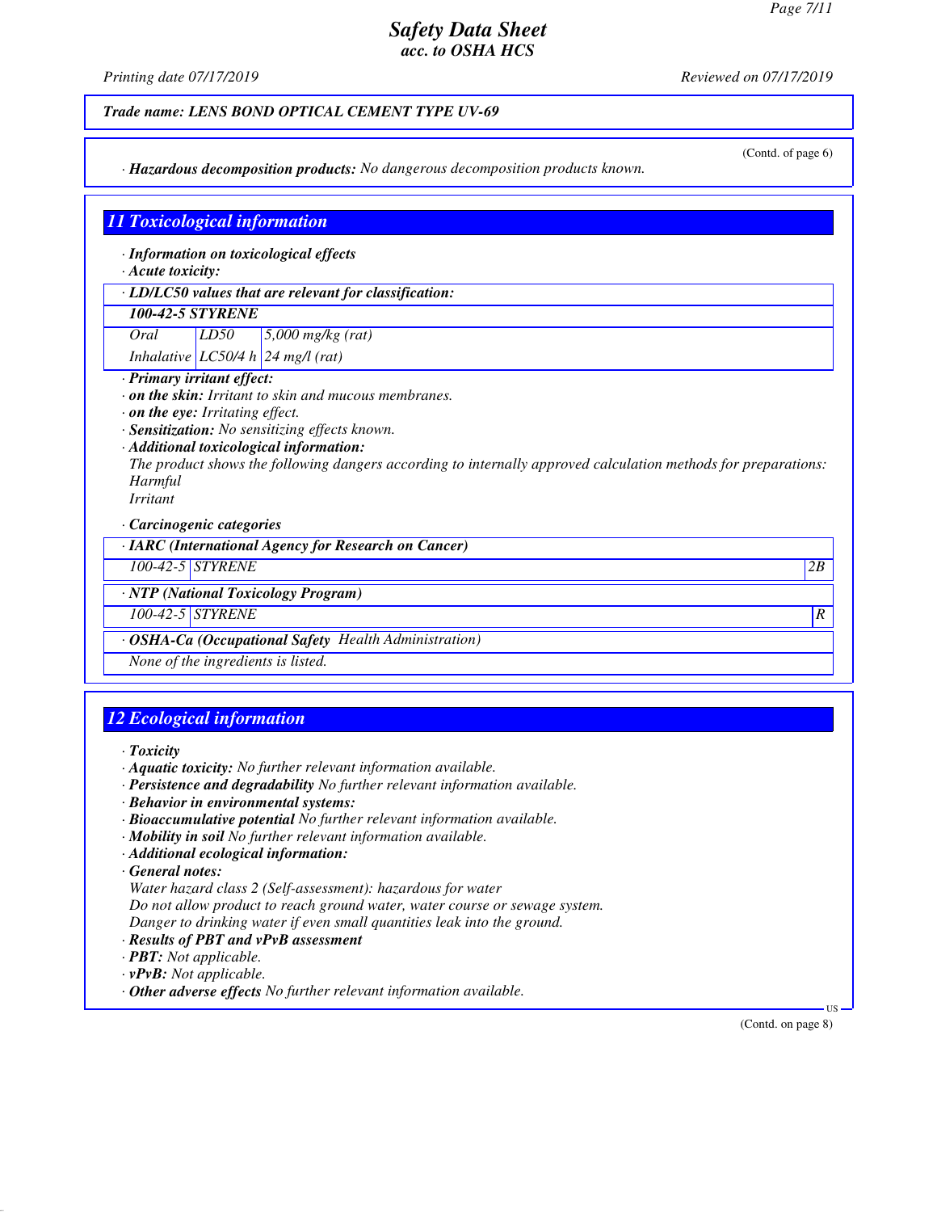(Contd. of page 6)

· **Hazardous decomposition products:** No dangerous decomposition products known.

## 11 Toxicological information

· **Information on toxicological effects**
· **Acute toxicity:**

| · **LD/LC50 values that are relevant for classification:** | | |
|---|---|---|
| **100-42-5 STYRENE** | | |
| Oral | LD50 | 5,000 mg/kg (rat) |
| Inhalative | LC50/4 h | 24 mg/l (rat) |

· **Primary irritant effect:**
· **on the skin:** Irritant to skin and mucous membranes.
· **on the eye:** Irritating effect.
· **Sensitization:** No sensitizing effects known.
· **Additional toxicological information:**
The product shows the following dangers according to internally approved calculation methods for preparations:
Harmful
Irritant

· **Carcinogenic categories**

| · **IARC (International Agency for Research on Cancer)** | | |
|---|---|---|
| 100-42-5 | STYRENE | 2B |

| · **NTP (National Toxicology Program)** | | |
|---|---|---|
| 100-42-5 | STYRENE | R |

| · **OSHA-Ca (Occupational Safety Health Administration)** |
|---|
| None of the ingredients is listed. |

## 12 Ecological information

· **Toxicity**
· **Aquatic toxicity:** No further relevant information available.
· **Persistence and degradability** No further relevant information available.
· **Behavior in environmental systems:**
· **Bioaccumulative potential** No further relevant information available.
· **Mobility in soil** No further relevant information available.
· **Additional ecological information:**
· **General notes:**
Water hazard class 2 (Self-assessment): hazardous for water
Do not allow product to reach ground water, water course or sewage system.
Danger to drinking water if even small quantities leak into the ground.
· **Results of PBT and vPvB assessment**
· **PBT:** Not applicable.
· **vPvB:** Not applicable.
· **Other adverse effects** No further relevant information available.

(Contd. on page 8)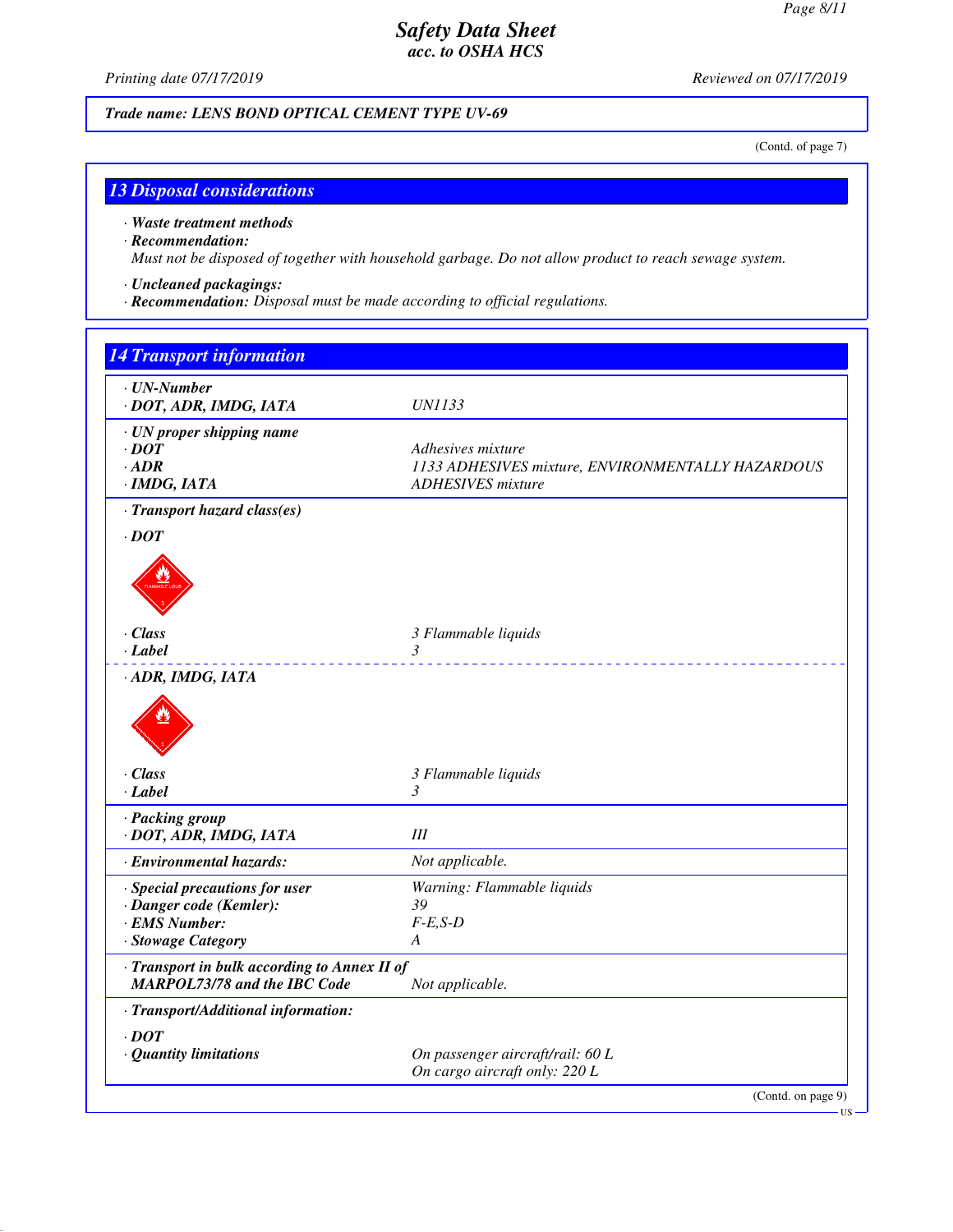**Safety Data Sheet**
**acc. to OSHA HCS**

Printing date 07/17/2019 Reviewed on 07/17/2019

**Trade name: LENS BOND OPTICAL CEMENT TYPE UV-69**

(Contd. of page 7)

## 13 Disposal considerations

· **Waste treatment methods**
· **Recommendation:**
Must not be disposed of together with household garbage. Do not allow product to reach sewage system.

· **Uncleaned packagings:**
· **Recommendation:** Disposal must be made according to official regulations.

## 14 Transport information

| | |
|---|---|
| · **UN-Number** | |
| · **DOT, ADR, IMDG, IATA** | UN1133 |
| · **UN proper shipping name** | |
| · **DOT** | Adhesives mixture |
| · **ADR** | 1133 ADHESIVES mixture, ENVIRONMENTALLY HAZARDOUS |
| · **IMDG, IATA** | ADHESIVES mixture |
| · **Transport hazard class(es)** | |
| · **DOT** | |
| · **Class** | 3 Flammable liquids |
| · **Label** | 3 |
| · **ADR, IMDG, IATA** | |
| · **Class** | 3 Flammable liquids |
| · **Label** | 3 |
| · **Packing group** | |
| · **DOT, ADR, IMDG, IATA** | III |
| · **Environmental hazards:** | Not applicable. |
| · **Special precautions for user** | Warning: Flammable liquids |
| · **Danger code (Kemler):** | 39 |
| · **EMS Number:** | F-E,S-D |
| · **Stowage Category** | A |
| · **Transport in bulk according to Annex II of MARPOL73/78 and the IBC Code** | Not applicable. |
| · **Transport/Additional information:** | |
| · **DOT** | |
| · **Quantity limitations** | On passenger aircraft/rail: 60 L<br>On cargo aircraft only: 220 L |

(Contd. on page 9)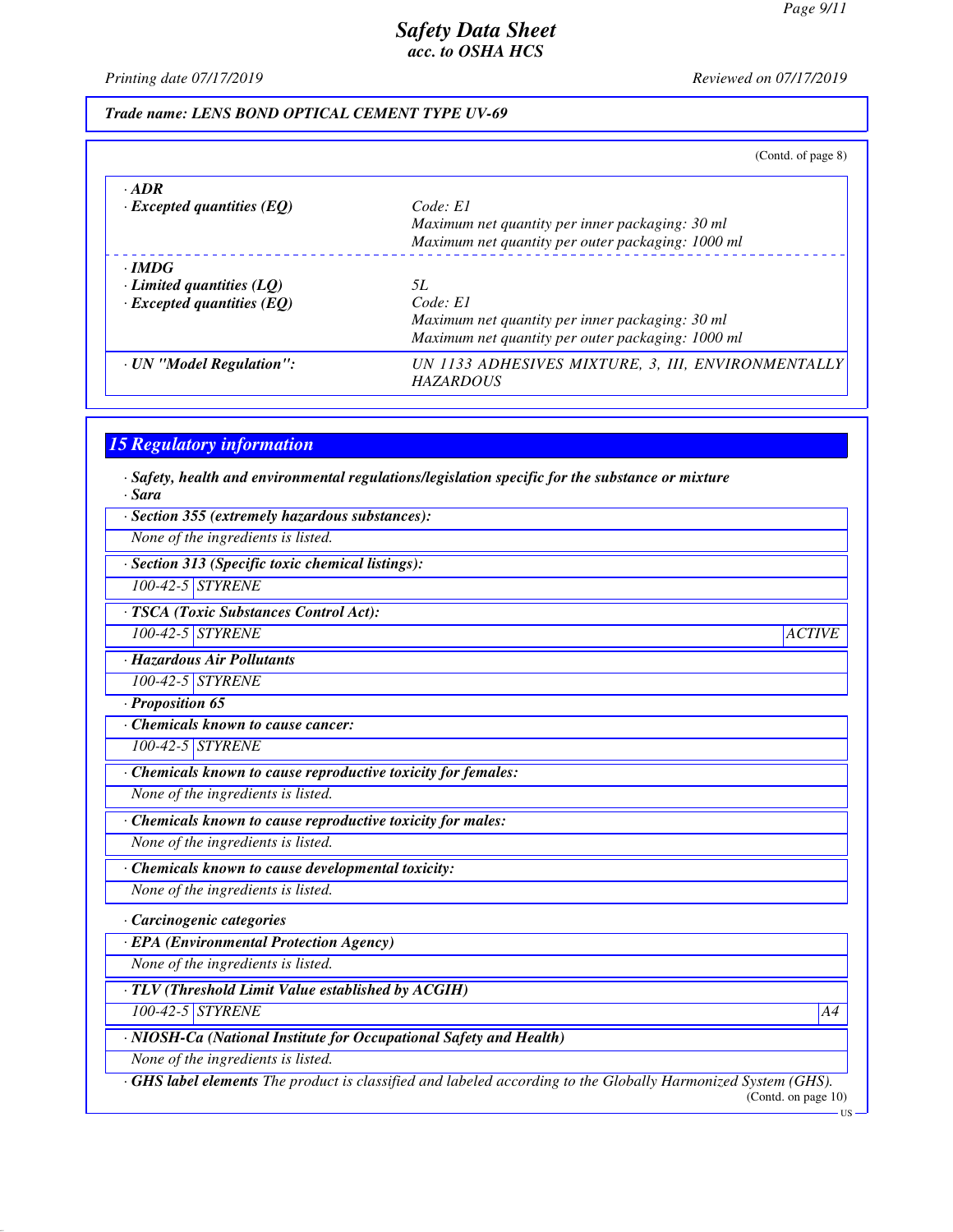**Trade name: LENS BOND OPTICAL CEMENT TYPE UV-69**

(Contd. of page 8)

| | |
|---|---|
| · **ADR** | |
| · **Excepted quantities (EQ)** | Code: E1<br>Maximum net quantity per inner packaging: 30 ml<br>Maximum net quantity per outer packaging: 1000 ml |
| · **IMDG** | |
| · **Limited quantities (LQ)** | 5L |
| · **Excepted quantities (EQ)** | Code: E1<br>Maximum net quantity per inner packaging: 30 ml<br>Maximum net quantity per outer packaging: 1000 ml |
| · **UN "Model Regulation":** | UN 1133 ADHESIVES MIXTURE, 3, III, ENVIRONMENTALLY HAZARDOUS |

## 15 Regulatory information

· **Safety, health and environmental regulations/legislation specific for the substance or mixture**

· **Sara**

· **Section 355 (extremely hazardous substances):**

None of the ingredients is listed.

· **Section 313 (Specific toxic chemical listings):**

| | |
|---|---|
| 100-42-5 | STYRENE |

· **TSCA (Toxic Substances Control Act):**

| | | |
|---|---|---|
| 100-42-5 | STYRENE | ACTIVE |

· **Hazardous Air Pollutants**

| | |
|---|---|
| 100-42-5 | STYRENE |

· **Proposition 65**

· **Chemicals known to cause cancer:**

| | |
|---|---|
| 100-42-5 | STYRENE |

· **Chemicals known to cause reproductive toxicity for females:**

None of the ingredients is listed.

· **Chemicals known to cause reproductive toxicity for males:**

None of the ingredients is listed.

· **Chemicals known to cause developmental toxicity:**

None of the ingredients is listed.

· **Carcinogenic categories**

· **EPA (Environmental Protection Agency)**

None of the ingredients is listed.

· **TLV (Threshold Limit Value established by ACGIH)**

| | | |
|---|---|---|
| 100-42-5 | STYRENE | A4 |

· **NIOSH-Ca (National Institute for Occupational Safety and Health)**

None of the ingredients is listed.

· **GHS label elements** The product is classified and labeled according to the Globally Harmonized System (GHS).

(Contd. on page 10)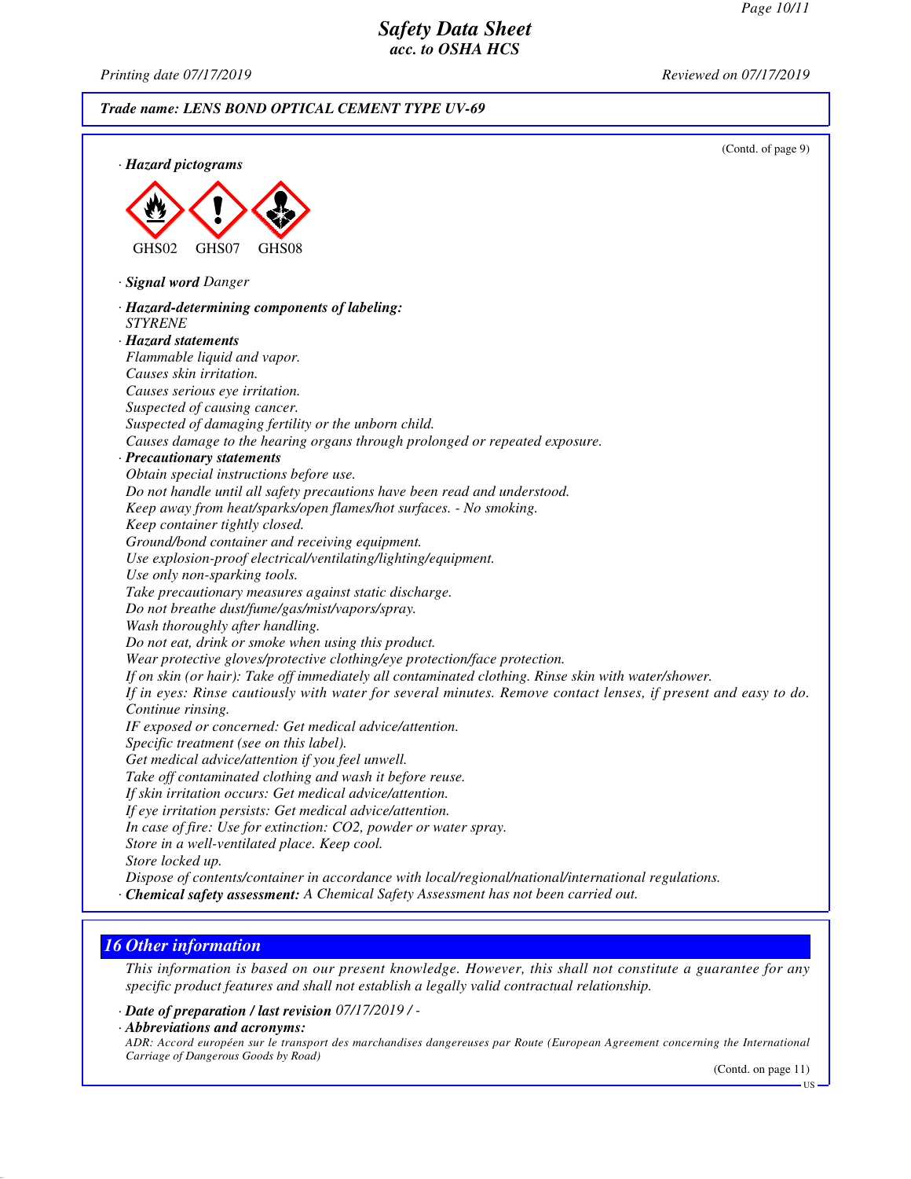(Contd. of page 9)

· ***Hazard pictograms***

GHS02 GHS07 GHS08

· ***Signal word*** *Danger*

· ***Hazard-determining components of labeling:***
*STYRENE*

· ***Hazard statements***
*Flammable liquid and vapor.*
*Causes skin irritation.*
*Causes serious eye irritation.*
*Suspected of causing cancer.*
*Suspected of damaging fertility or the unborn child.*
*Causes damage to the hearing organs through prolonged or repeated exposure.*

· ***Precautionary statements***
*Obtain special instructions before use.*
*Do not handle until all safety precautions have been read and understood.*
*Keep away from heat/sparks/open flames/hot surfaces. - No smoking.*
*Keep container tightly closed.*
*Ground/bond container and receiving equipment.*
*Use explosion-proof electrical/ventilating/lighting/equipment.*
*Use only non-sparking tools.*
*Take precautionary measures against static discharge.*
*Do not breathe dust/fume/gas/mist/vapors/spray.*
*Wash thoroughly after handling.*
*Do not eat, drink or smoke when using this product.*
*Wear protective gloves/protective clothing/eye protection/face protection.*
*If on skin (or hair): Take off immediately all contaminated clothing. Rinse skin with water/shower.*
*If in eyes: Rinse cautiously with water for several minutes. Remove contact lenses, if present and easy to do. Continue rinsing.*
*IF exposed or concerned: Get medical advice/attention.*
*Specific treatment (see on this label).*
*Get medical advice/attention if you feel unwell.*
*Take off contaminated clothing and wash it before reuse.*
*If skin irritation occurs: Get medical advice/attention.*
*If eye irritation persists: Get medical advice/attention.*
*In case of fire: Use for extinction: CO2, powder or water spray.*
*Store in a well-ventilated place. Keep cool.*
*Store locked up.*
*Dispose of contents/container in accordance with local/regional/national/international regulations.*

· ***Chemical safety assessment:*** *A Chemical Safety Assessment has not been carried out.*

## *16 Other information*

*This information is based on our present knowledge. However, this shall not constitute a guarantee for any specific product features and shall not establish a legally valid contractual relationship.*

· ***Date of preparation / last revision*** *07/17/2019 / -*

· ***Abbreviations and acronyms:***
*ADR: Accord européen sur le transport des marchandises dangereuses par Route (European Agreement concerning the International Carriage of Dangerous Goods by Road)*

(Contd. on page 11)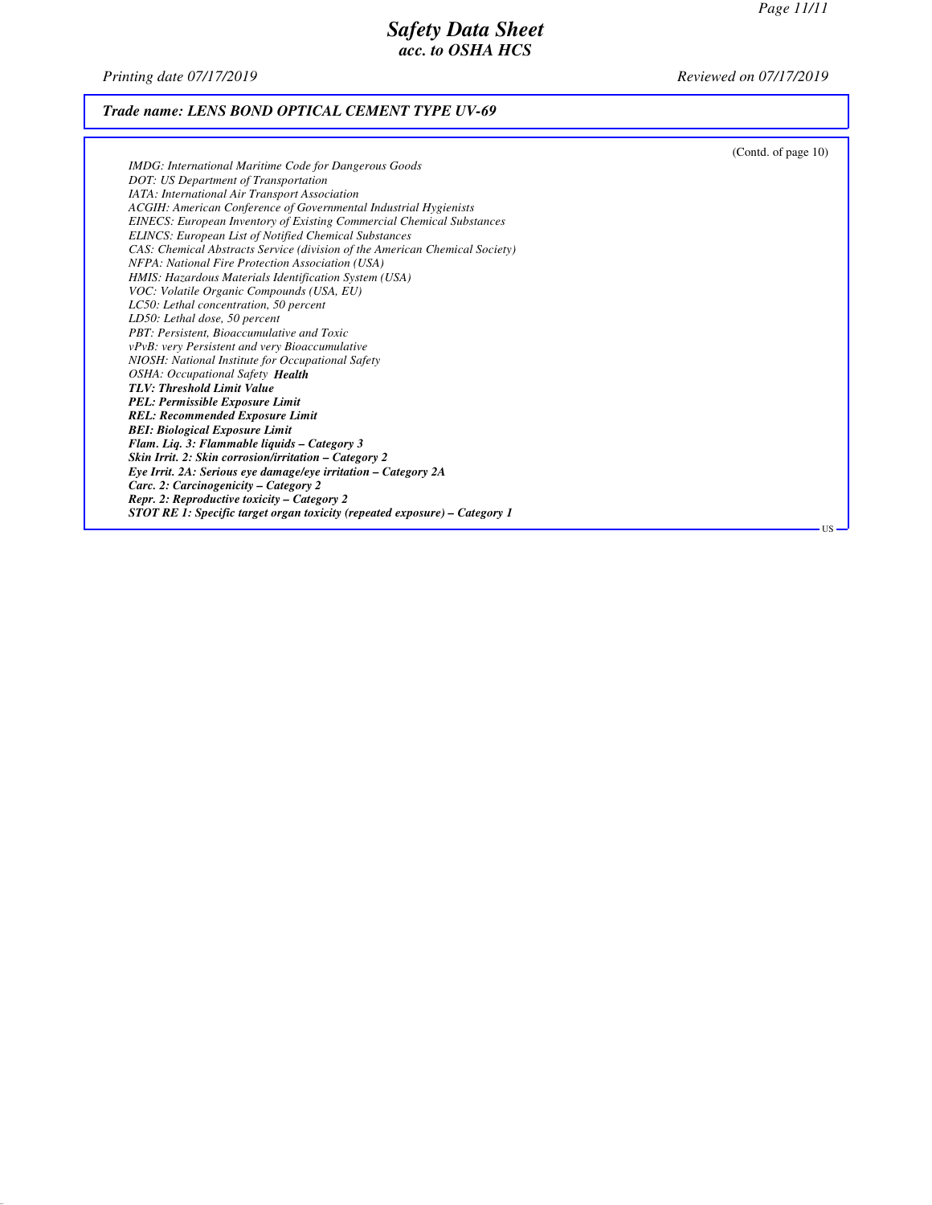(Contd. of page 10)

*IMDG: International Maritime Code for Dangerous Goods*
*DOT: US Department of Transportation*
*IATA: International Air Transport Association*
*ACGIH: American Conference of Governmental Industrial Hygienists*
*EINECS: European Inventory of Existing Commercial Chemical Substances*
*ELINCS: European List of Notified Chemical Substances*
*CAS: Chemical Abstracts Service (division of the American Chemical Society)*
*NFPA: National Fire Protection Association (USA)*
*HMIS: Hazardous Materials Identification System (USA)*
*VOC: Volatile Organic Compounds (USA, EU)*
*LC50: Lethal concentration, 50 percent*
*LD50: Lethal dose, 50 percent*
*PBT: Persistent, Bioaccumulative and Toxic*
*vPvB: very Persistent and very Bioaccumulative*
*NIOSH: National Institute for Occupational Safety*
*OSHA: Occupational Safety* ***Health***
***TLV: Threshold Limit Value***
***PEL: Permissible Exposure Limit***
***REL: Recommended Exposure Limit***
***BEI: Biological Exposure Limit***
***Flam. Liq. 3: Flammable liquids – Category 3***
***Skin Irrit. 2: Skin corrosion/irritation – Category 2***
***Eye Irrit. 2A: Serious eye damage/eye irritation – Category 2A***
***Carc. 2: Carcinogenicity – Category 2***
***Repr. 2: Reproductive toxicity – Category 2***
***STOT RE 1: Specific target organ toxicity (repeated exposure) – Category 1***